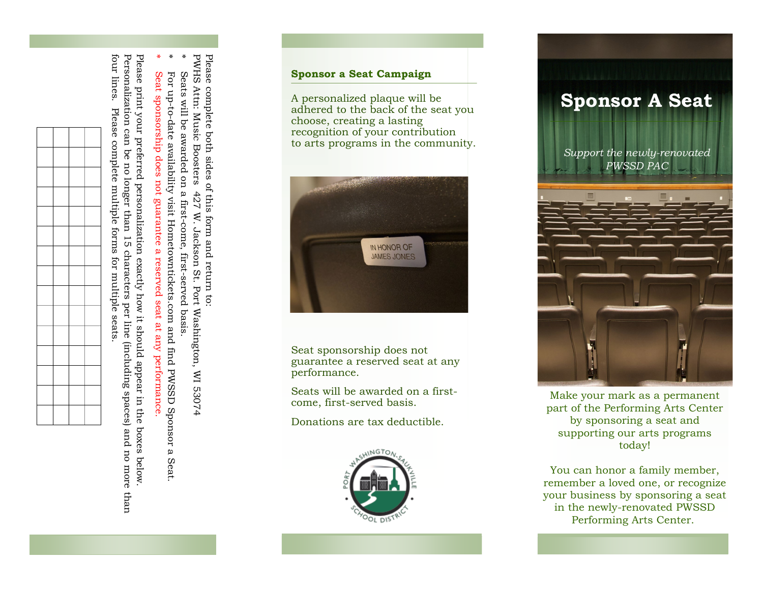Please complete both sides of this form and return to:
PWHS Attn: Music Boosters 427 W. Jackson St. Port Washington, WI 53074

\* Seats will be awarded on a first-come, first-served basis.

\* For up-to-date availability visit Hometowntickets.com and find PWSSD Sponsor a Seat.

\* Seat sponsorship does not guarantee a reserved seat at any performance.

Please print your preferred personalization exactly how it should appear in the boxes below. Personalization can be no longer than 15 characters per line (including spaces) and no more than four lines. Please complete multiple forms for multiple seats.

| | | | | | | | | | | | | | | |
|---|---|---|---|---|---|---|---|---|---|---|---|---|---|---|
| | | | | | | | | | | | | | | |
| | | | | | | | | | | | | | | |
| | | | | | | | | | | | | | | |
| | | | | | | | | | | | | | | |

**Sponsor a Seat Campaign**

A personalized plaque will be adhered to the back of the seat you choose, creating a lasting recognition of your contribution to arts programs in the community.

Seat sponsorship does not guarantee a reserved seat at any performance.

Seats will be awarded on a first-come, first-served basis.

Donations are tax deductible.

PORT WASHINGTON-SAUKVILLE SCHOOL DISTRICT

# Sponsor A Seat

*Support the newly-renovated PWSSD PAC*

Make your mark as a permanent part of the Performing Arts Center by sponsoring a seat and supporting our arts programs today!

You can honor a family member, remember a loved one, or recognize your business by sponsoring a seat in the newly-renovated PWSSD Performing Arts Center.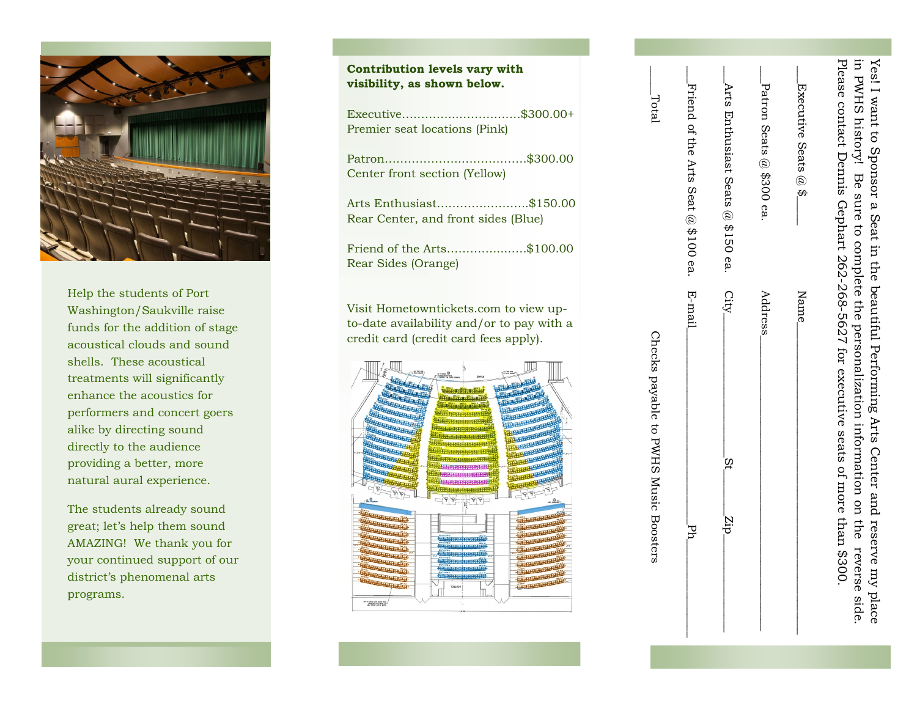Help the students of Port Washington/Saukville raise funds for the addition of stage acoustical clouds and sound shells. These acoustical treatments will significantly enhance the acoustics for performers and concert goers alike by directing sound directly to the audience providing a better, more natural aural experience.

The students already sound great; let's help them sound AMAZING! We thank you for your continued support of our district's phenomenal arts programs.

**Contribution levels vary with visibility, as shown below.**

Executive...............................$300.00+
Premier seat locations (Pink)

Patron....................................$300.00
Center front section (Yellow)

Arts Enthusiast........................$150.00
Rear Center, and front sides (Blue)

Friend of the Arts.....................$100.00
Rear Sides (Orange)

Visit Hometowntickets.com to view up-to-date availability and/or to pay with a credit card (credit card fees apply).

Yes! I want to Sponsor a Seat in the beautiful Performing Arts Center and reserve my place in PWHS history! Be sure to complete the personalization information on the reverse side. Please contact Dennis Gephart 262-268-5627 for executive seats of more than $300.

___Executive Seats @ $_____ Name________________________

___Patron Seats @ $300 ea. Address________________________

___Arts Enthusiast Seats @ $150 ea. City____________St_____Zip__________

___Friend of the Arts Seat @ $100 ea. E-mail____________________Ph__________

_____Total

Checks payable to PWHS Music Boosters